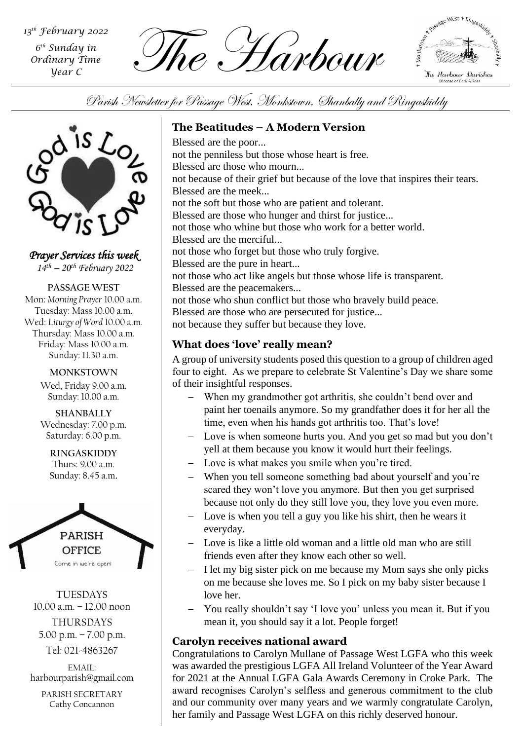*13th February 2022*
*6th Sunday in Ordinary Time*
*Year C*

# The Harbour

Parish Newsletter for Passage West, Monkstown, Shanbally and Ringaskiddy

***Prayer Services this week***
*14th – 20th February 2022*

**PASSAGE WEST**
Mon: *Morning Prayer* 10.00 a.m.
Tuesday: Mass 10.00 a.m.
Wed: *Liturgy of Word* 10.00 a.m.
Thursday: Mass 10.00 a.m.
Friday: Mass 10.00 a.m.
Sunday: 11.30 a.m.

**MONKSTOWN**
Wed, Friday 9.00 a.m.
Sunday: 10.00 a.m.

**SHANBALLY**
Wednesday: 7.00 p.m.
Saturday: 6.00 p.m.

**RINGASKIDDY**
Thurs: 9.00 a.m.
Sunday: 8.45 a.m.

PARISH OFFICE
Come in we're open!

TUESDAYS
10.00 a.m. – 12.00 noon

THURSDAYS
5.00 p.m. – 7.00 p.m.

Tel: 021-4863267

EMAIL:
harbourparish@gmail.com

PARISH SECRETARY
Cathy Concannon

## The Beatitudes – A Modern Version

Blessed are the poor...
not the penniless but those whose heart is free.
Blessed are those who mourn...
not because of their grief but because of the love that inspires their tears.
Blessed are the meek...
not the soft but those who are patient and tolerant.
Blessed are those who hunger and thirst for justice...
not those who whine but those who work for a better world.
Blessed are the merciful...
not those who forget but those who truly forgive.
Blessed are the pure in heart...
not those who act like angels but those whose life is transparent.
Blessed are the peacemakers...
not those who shun conflict but those who bravely build peace.
Blessed are those who are persecuted for justice...
not because they suffer but because they love.

## What does 'love' really mean?

A group of university students posed this question to a group of children aged four to eight. As we prepare to celebrate St Valentine's Day we share some of their insightful responses.

- When my grandmother got arthritis, she couldn't bend over and paint her toenails anymore. So my grandfather does it for her all the time, even when his hands got arthritis too. That's love!
- Love is when someone hurts you. And you get so mad but you don't yell at them because you know it would hurt their feelings.
- Love is what makes you smile when you're tired.
- When you tell someone something bad about yourself and you're scared they won't love you anymore. But then you get surprised because not only do they still love you, they love you even more.
- Love is when you tell a guy you like his shirt, then he wears it everyday.
- Love is like a little old woman and a little old man who are still friends even after they know each other so well.
- I let my big sister pick on me because my Mom says she only picks on me because she loves me. So I pick on my baby sister because I love her.
- You really shouldn't say 'I love you' unless you mean it. But if you mean it, you should say it a lot. People forget!

## Carolyn receives national award

Congratulations to Carolyn Mullane of Passage West LGFA who this week was awarded the prestigious LGFA All Ireland Volunteer of the Year Award for 2021 at the Annual LGFA Gala Awards Ceremony in Croke Park. The award recognises Carolyn's selfless and generous commitment to the club and our community over many years and we warmly congratulate Carolyn, her family and Passage West LGFA on this richly deserved honour.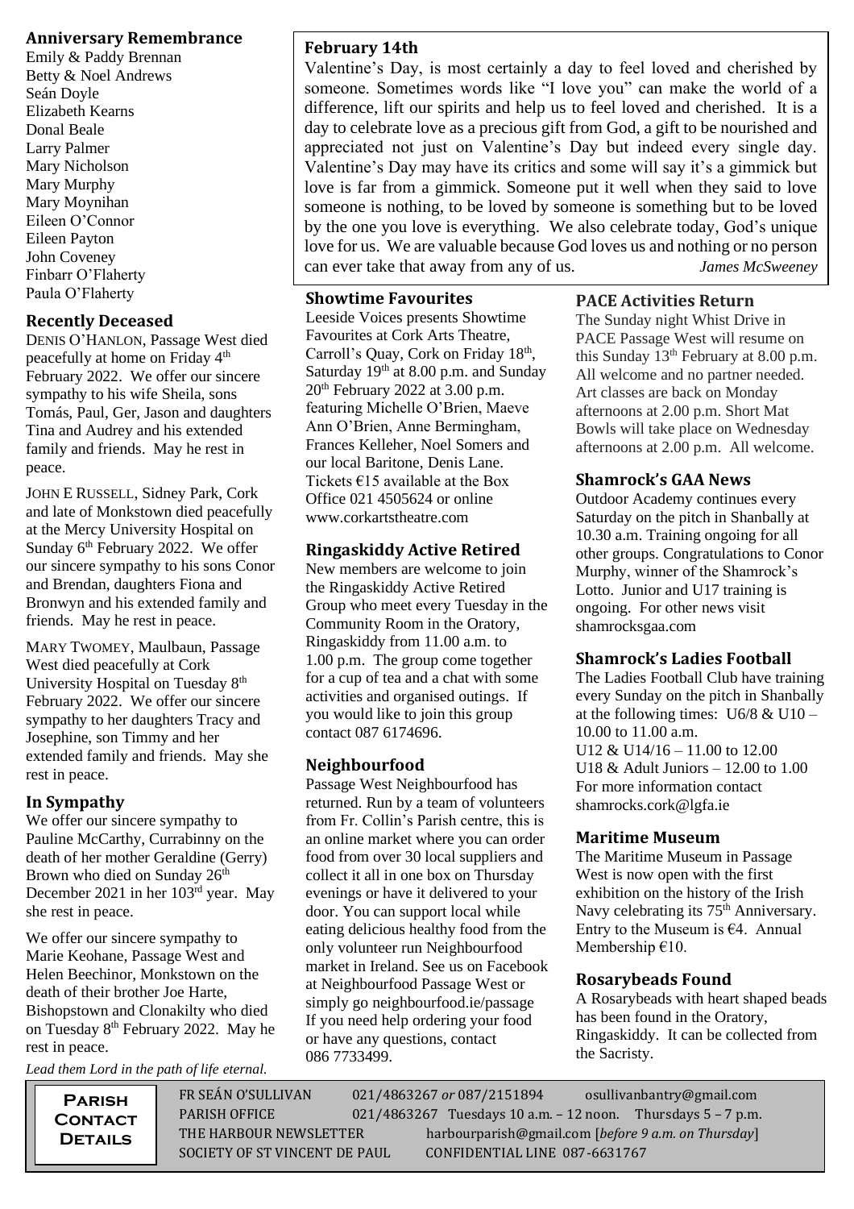## Anniversary Remembrance

Emily & Paddy Brennan
Betty & Noel Andrews
Seán Doyle
Elizabeth Kearns
Donal Beale
Larry Palmer
Mary Nicholson
Mary Murphy
Mary Moynihan
Eileen O'Connor
Eileen Payton
John Coveney
Finbarr O'Flaherty
Paula O'Flaherty

## Recently Deceased

DENIS O'HANLON, Passage West died peacefully at home on Friday 4th February 2022. We offer our sincere sympathy to his wife Sheila, sons Tomás, Paul, Ger, Jason and daughters Tina and Audrey and his extended family and friends. May he rest in peace.

JOHN E RUSSELL, Sidney Park, Cork and late of Monkstown died peacefully at the Mercy University Hospital on Sunday 6th February 2022. We offer our sincere sympathy to his sons Conor and Brendan, daughters Fiona and Bronwyn and his extended family and friends. May he rest in peace.

MARY TWOMEY, Maulbaun, Passage West died peacefully at Cork University Hospital on Tuesday 8th February 2022. We offer our sincere sympathy to her daughters Tracy and Josephine, son Timmy and her extended family and friends. May she rest in peace.

## In Sympathy

We offer our sincere sympathy to Pauline McCarthy, Currabinny on the death of her mother Geraldine (Gerry) Brown who died on Sunday 26th December 2021 in her 103rd year. May she rest in peace.

We offer our sincere sympathy to Marie Keohane, Passage West and Helen Beechinor, Monkstown on the death of their brother Joe Harte, Bishopstown and Clonakilty who died on Tuesday 8th February 2022. May he rest in peace.

*Lead them Lord in the path of life eternal.*

## February 14th

Valentine's Day, is most certainly a day to feel loved and cherished by someone. Sometimes words like "I love you" can make the world of a difference, lift our spirits and help us to feel loved and cherished. It is a day to celebrate love as a precious gift from God, a gift to be nourished and appreciated not just on Valentine's Day but indeed every single day. Valentine's Day may have its critics and some will say it's a gimmick but love is far from a gimmick. Someone put it well when they said to love someone is nothing, to be loved by someone is something but to be loved by the one you love is everything. We also celebrate today, God's unique love for us. We are valuable because God loves us and nothing or no person can ever take that away from any of us. *James McSweeney*

## Showtime Favourites

Leeside Voices presents Showtime Favourites at Cork Arts Theatre, Carroll's Quay, Cork on Friday 18th, Saturday 19th at 8.00 p.m. and Sunday 20th February 2022 at 3.00 p.m. featuring Michelle O'Brien, Maeve Ann O'Brien, Anne Bermingham, Frances Kelleher, Noel Somers and our local Baritone, Denis Lane. Tickets €15 available at the Box Office 021 4505624 or online www.corkartstheatre.com

## Ringaskiddy Active Retired

New members are welcome to join the Ringaskiddy Active Retired Group who meet every Tuesday in the Community Room in the Oratory, Ringaskiddy from 11.00 a.m. to 1.00 p.m. The group come together for a cup of tea and a chat with some activities and organised outings. If you would like to join this group contact 087 6174696.

## Neighbourfood

Passage West Neighbourfood has returned. Run by a team of volunteers from Fr. Collin's Parish centre, this is an online market where you can order food from over 30 local suppliers and collect it all in one box on Thursday evenings or have it delivered to your door. You can support local while eating delicious healthy food from the only volunteer run Neighbourfood market in Ireland. See us on Facebook at Neighbourfood Passage West or simply go neighbourfood.ie/passage If you need help ordering your food or have any questions, contact 086 7733499.

## PACE Activities Return

The Sunday night Whist Drive in PACE Passage West will resume on this Sunday 13th February at 8.00 p.m. All welcome and no partner needed. Art classes are back on Monday afternoons at 2.00 p.m. Short Mat Bowls will take place on Wednesday afternoons at 2.00 p.m. All welcome.

## Shamrock's GAA News

Outdoor Academy continues every Saturday on the pitch in Shanbally at 10.30 a.m. Training ongoing for all other groups. Congratulations to Conor Murphy, winner of the Shamrock's Lotto. Junior and U17 training is ongoing. For other news visit shamrocksgaa.com

## Shamrock's Ladies Football

The Ladies Football Club have training every Sunday on the pitch in Shanbally at the following times: U6/8 & U10 – 10.00 to 11.00 a.m.
U12 & U14/16 – 11.00 to 12.00
U18 & Adult Juniors – 12.00 to 1.00
For more information contact shamrocks.cork@lgfa.ie

## Maritime Museum

The Maritime Museum in Passage West is now open with the first exhibition on the history of the Irish Navy celebrating its 75th Anniversary. Entry to the Museum is €4. Annual Membership €10.

## Rosarybeads Found

A Rosarybeads with heart shaped beads has been found in the Oratory, Ringaskiddy. It can be collected from the Sacristy.

## Parish Contact Details

FR SEÁN O'SULLIVAN 021/4863267 *or* 087/2151894 osullivanbantry@gmail.com
PARISH OFFICE 021/4863267 Tuesdays 10 a.m. – 12 noon. Thursdays 5 – 7 p.m.
THE HARBOUR NEWSLETTER harbourparish@gmail.com [*before 9 a.m. on Thursday*]
SOCIETY OF ST VINCENT DE PAUL CONFIDENTIAL LINE 087-6631767